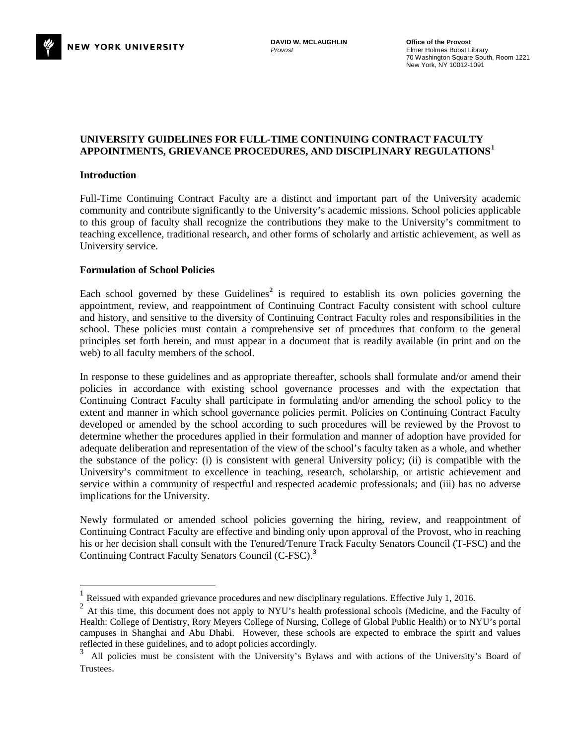NEW YORK UNIVERSITY

**DAVID W. MCLAUGHLIN**
*Provost*

**Office of the Provost**
Elmer Holmes Bobst Library
70 Washington Square South, Room 1221
New York, NY 10012-1091

# UNIVERSITY GUIDELINES FOR FULL-TIME CONTINUING CONTRACT FACULTY APPOINTMENTS, GRIEVANCE PROCEDURES, AND DISCIPLINARY REGULATIONS[1]

## Introduction

Full-Time Continuing Contract Faculty are a distinct and important part of the University academic community and contribute significantly to the University's academic missions. School policies applicable to this group of faculty shall recognize the contributions they make to the University's commitment to teaching excellence, traditional research, and other forms of scholarly and artistic achievement, as well as University service.

## Formulation of School Policies

Each school governed by these Guidelines[2] is required to establish its own policies governing the appointment, review, and reappointment of Continuing Contract Faculty consistent with school culture and history, and sensitive to the diversity of Continuing Contract Faculty roles and responsibilities in the school. These policies must contain a comprehensive set of procedures that conform to the general principles set forth herein, and must appear in a document that is readily available (in print and on the web) to all faculty members of the school.

In response to these guidelines and as appropriate thereafter, schools shall formulate and/or amend their policies in accordance with existing school governance processes and with the expectation that Continuing Contract Faculty shall participate in formulating and/or amending the school policy to the extent and manner in which school governance policies permit. Policies on Continuing Contract Faculty developed or amended by the school according to such procedures will be reviewed by the Provost to determine whether the procedures applied in their formulation and manner of adoption have provided for adequate deliberation and representation of the view of the school's faculty taken as a whole, and whether the substance of the policy: (i) is consistent with general University policy; (ii) is compatible with the University's commitment to excellence in teaching, research, scholarship, or artistic achievement and service within a community of respectful and respected academic professionals; and (iii) has no adverse implications for the University.

Newly formulated or amended school policies governing the hiring, review, and reappointment of Continuing Contract Faculty are effective and binding only upon approval of the Provost, who in reaching his or her decision shall consult with the Tenured/Tenure Track Faculty Senators Council (T-FSC) and the Continuing Contract Faculty Senators Council (C-FSC).[3]

---

[1] Reissued with expanded grievance procedures and new disciplinary regulations. Effective July 1, 2016.

[2] At this time, this document does not apply to NYU's health professional schools (Medicine, and the Faculty of Health: College of Dentistry, Rory Meyers College of Nursing, College of Global Public Health) or to NYU's portal campuses in Shanghai and Abu Dhabi. However, these schools are expected to embrace the spirit and values reflected in these guidelines, and to adopt policies accordingly.

[3] All policies must be consistent with the University's Bylaws and with actions of the University's Board of Trustees.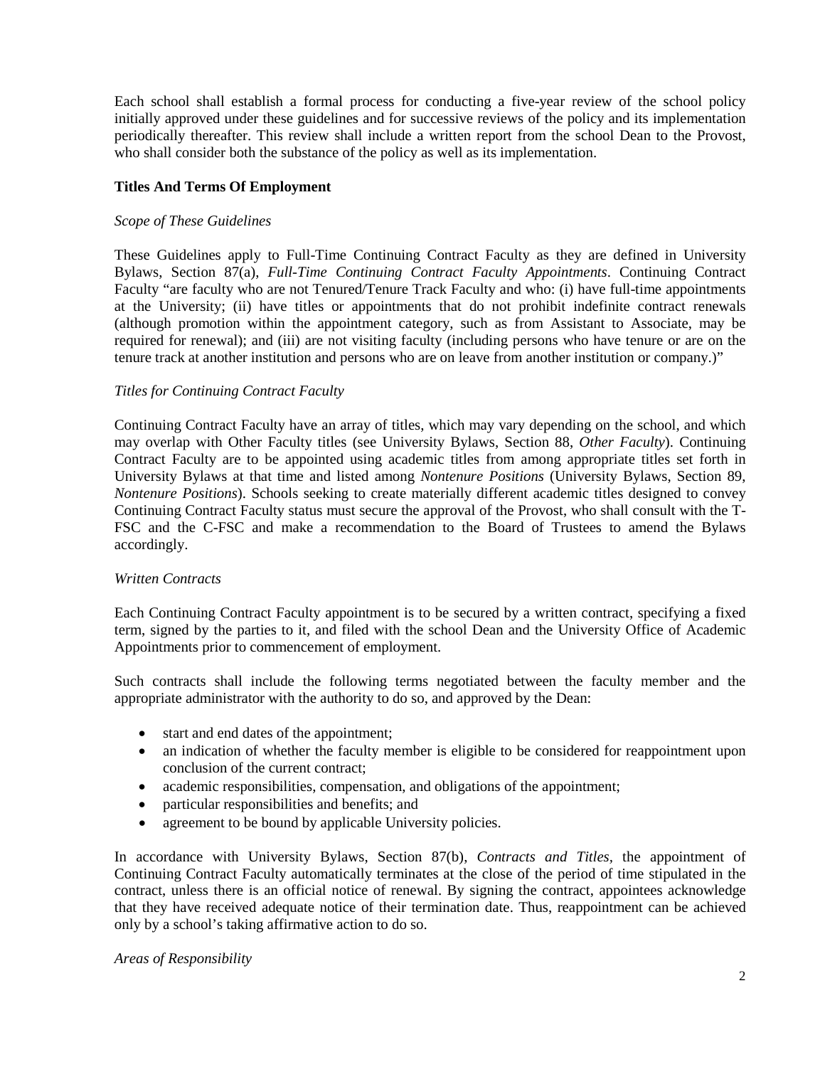Each school shall establish a formal process for conducting a five-year review of the school policy initially approved under these guidelines and for successive reviews of the policy and its implementation periodically thereafter. This review shall include a written report from the school Dean to the Provost, who shall consider both the substance of the policy as well as its implementation.

## Titles And Terms Of Employment

### *Scope of These Guidelines*

These Guidelines apply to Full-Time Continuing Contract Faculty as they are defined in University Bylaws, Section 87(a), *Full-Time Continuing Contract Faculty Appointments*. Continuing Contract Faculty "are faculty who are not Tenured/Tenure Track Faculty and who: (i) have full-time appointments at the University; (ii) have titles or appointments that do not prohibit indefinite contract renewals (although promotion within the appointment category, such as from Assistant to Associate, may be required for renewal); and (iii) are not visiting faculty (including persons who have tenure or are on the tenure track at another institution and persons who are on leave from another institution or company.)"

### *Titles for Continuing Contract Faculty*

Continuing Contract Faculty have an array of titles, which may vary depending on the school, and which may overlap with Other Faculty titles (see University Bylaws, Section 88, *Other Faculty*). Continuing Contract Faculty are to be appointed using academic titles from among appropriate titles set forth in University Bylaws at that time and listed among *Nontenure Positions* (University Bylaws, Section 89, *Nontenure Positions*). Schools seeking to create materially different academic titles designed to convey Continuing Contract Faculty status must secure the approval of the Provost, who shall consult with the T-FSC and the C-FSC and make a recommendation to the Board of Trustees to amend the Bylaws accordingly.

### *Written Contracts*

Each Continuing Contract Faculty appointment is to be secured by a written contract, specifying a fixed term, signed by the parties to it, and filed with the school Dean and the University Office of Academic Appointments prior to commencement of employment.

Such contracts shall include the following terms negotiated between the faculty member and the appropriate administrator with the authority to do so, and approved by the Dean:

- start and end dates of the appointment;
- an indication of whether the faculty member is eligible to be considered for reappointment upon conclusion of the current contract;
- academic responsibilities, compensation, and obligations of the appointment;
- particular responsibilities and benefits; and
- agreement to be bound by applicable University policies.

In accordance with University Bylaws, Section 87(b), *Contracts and Titles*, the appointment of Continuing Contract Faculty automatically terminates at the close of the period of time stipulated in the contract, unless there is an official notice of renewal. By signing the contract, appointees acknowledge that they have received adequate notice of their termination date. Thus, reappointment can be achieved only by a school's taking affirmative action to do so.

### *Areas of Responsibility*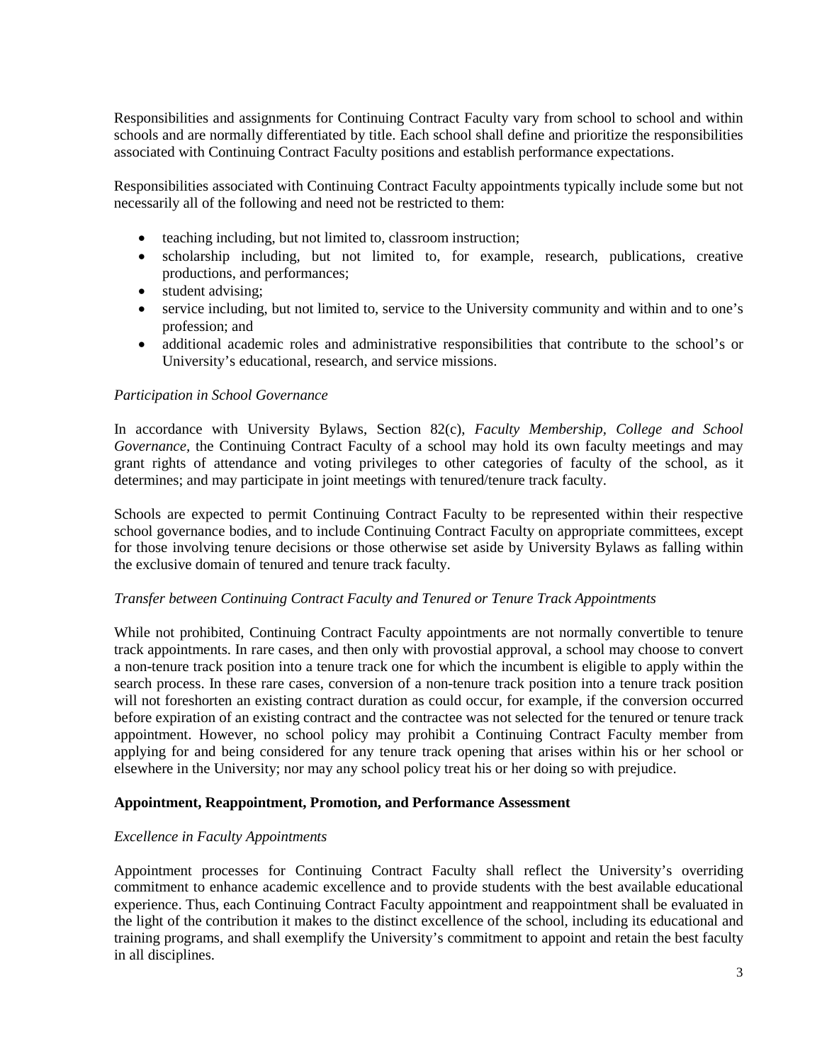Responsibilities and assignments for Continuing Contract Faculty vary from school to school and within schools and are normally differentiated by title. Each school shall define and prioritize the responsibilities associated with Continuing Contract Faculty positions and establish performance expectations.

Responsibilities associated with Continuing Contract Faculty appointments typically include some but not necessarily all of the following and need not be restricted to them:

- teaching including, but not limited to, classroom instruction;
- scholarship including, but not limited to, for example, research, publications, creative productions, and performances;
- student advising;
- service including, but not limited to, service to the University community and within and to one's profession; and
- additional academic roles and administrative responsibilities that contribute to the school's or University's educational, research, and service missions.

*Participation in School Governance*

In accordance with University Bylaws, Section 82(c), *Faculty Membership, College and School Governance,* the Continuing Contract Faculty of a school may hold its own faculty meetings and may grant rights of attendance and voting privileges to other categories of faculty of the school, as it determines; and may participate in joint meetings with tenured/tenure track faculty.

Schools are expected to permit Continuing Contract Faculty to be represented within their respective school governance bodies, and to include Continuing Contract Faculty on appropriate committees, except for those involving tenure decisions or those otherwise set aside by University Bylaws as falling within the exclusive domain of tenured and tenure track faculty.

*Transfer between Continuing Contract Faculty and Tenured or Tenure Track Appointments*

While not prohibited, Continuing Contract Faculty appointments are not normally convertible to tenure track appointments. In rare cases, and then only with provostial approval, a school may choose to convert a non-tenure track position into a tenure track one for which the incumbent is eligible to apply within the search process. In these rare cases, conversion of a non-tenure track position into a tenure track position will not foreshorten an existing contract duration as could occur, for example, if the conversion occurred before expiration of an existing contract and the contractee was not selected for the tenured or tenure track appointment. However, no school policy may prohibit a Continuing Contract Faculty member from applying for and being considered for any tenure track opening that arises within his or her school or elsewhere in the University; nor may any school policy treat his or her doing so with prejudice.

**Appointment, Reappointment, Promotion, and Performance Assessment**

*Excellence in Faculty Appointments*

Appointment processes for Continuing Contract Faculty shall reflect the University's overriding commitment to enhance academic excellence and to provide students with the best available educational experience. Thus, each Continuing Contract Faculty appointment and reappointment shall be evaluated in the light of the contribution it makes to the distinct excellence of the school, including its educational and training programs, and shall exemplify the University's commitment to appoint and retain the best faculty in all disciplines.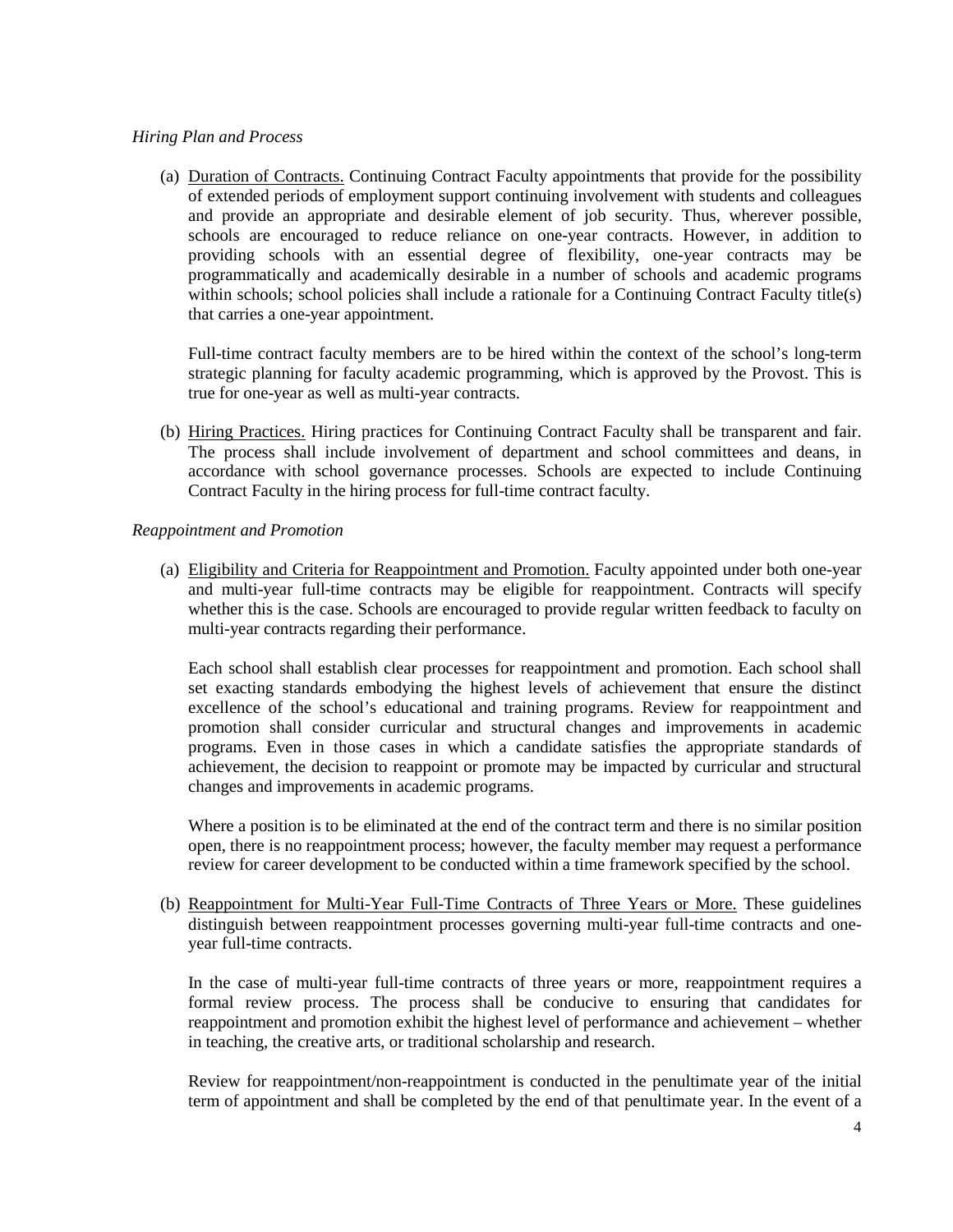*Hiring Plan and Process*

(a) Duration of Contracts. Continuing Contract Faculty appointments that provide for the possibility of extended periods of employment support continuing involvement with students and colleagues and provide an appropriate and desirable element of job security. Thus, wherever possible, schools are encouraged to reduce reliance on one-year contracts. However, in addition to providing schools with an essential degree of flexibility, one-year contracts may be programmatically and academically desirable in a number of schools and academic programs within schools; school policies shall include a rationale for a Continuing Contract Faculty title(s) that carries a one-year appointment.

   Full-time contract faculty members are to be hired within the context of the school's long-term strategic planning for faculty academic programming, which is approved by the Provost. This is true for one-year as well as multi-year contracts.

(b) Hiring Practices. Hiring practices for Continuing Contract Faculty shall be transparent and fair. The process shall include involvement of department and school committees and deans, in accordance with school governance processes. Schools are expected to include Continuing Contract Faculty in the hiring process for full-time contract faculty.

*Reappointment and Promotion*

(a) Eligibility and Criteria for Reappointment and Promotion. Faculty appointed under both one-year and multi-year full-time contracts may be eligible for reappointment. Contracts will specify whether this is the case. Schools are encouraged to provide regular written feedback to faculty on multi-year contracts regarding their performance.

   Each school shall establish clear processes for reappointment and promotion. Each school shall set exacting standards embodying the highest levels of achievement that ensure the distinct excellence of the school's educational and training programs. Review for reappointment and promotion shall consider curricular and structural changes and improvements in academic programs. Even in those cases in which a candidate satisfies the appropriate standards of achievement, the decision to reappoint or promote may be impacted by curricular and structural changes and improvements in academic programs.

   Where a position is to be eliminated at the end of the contract term and there is no similar position open, there is no reappointment process; however, the faculty member may request a performance review for career development to be conducted within a time framework specified by the school.

(b) Reappointment for Multi-Year Full-Time Contracts of Three Years or More. These guidelines distinguish between reappointment processes governing multi-year full-time contracts and one-year full-time contracts.

   In the case of multi-year full-time contracts of three years or more, reappointment requires a formal review process. The process shall be conducive to ensuring that candidates for reappointment and promotion exhibit the highest level of performance and achievement – whether in teaching, the creative arts, or traditional scholarship and research.

   Review for reappointment/non-reappointment is conducted in the penultimate year of the initial term of appointment and shall be completed by the end of that penultimate year. In the event of a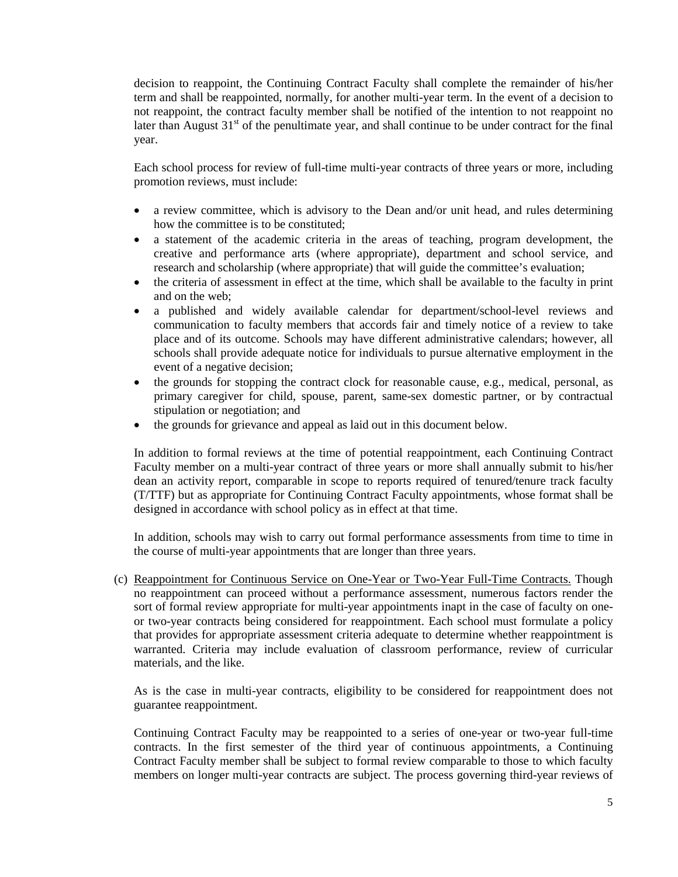decision to reappoint, the Continuing Contract Faculty shall complete the remainder of his/her term and shall be reappointed, normally, for another multi-year term. In the event of a decision to not reappoint, the contract faculty member shall be notified of the intention to not reappoint no later than August 31st of the penultimate year, and shall continue to be under contract for the final year.

Each school process for review of full-time multi-year contracts of three years or more, including promotion reviews, must include:

- a review committee, which is advisory to the Dean and/or unit head, and rules determining how the committee is to be constituted;
- a statement of the academic criteria in the areas of teaching, program development, the creative and performance arts (where appropriate), department and school service, and research and scholarship (where appropriate) that will guide the committee's evaluation;
- the criteria of assessment in effect at the time, which shall be available to the faculty in print and on the web;
- a published and widely available calendar for department/school-level reviews and communication to faculty members that accords fair and timely notice of a review to take place and of its outcome. Schools may have different administrative calendars; however, all schools shall provide adequate notice for individuals to pursue alternative employment in the event of a negative decision;
- the grounds for stopping the contract clock for reasonable cause, e.g., medical, personal, as primary caregiver for child, spouse, parent, same-sex domestic partner, or by contractual stipulation or negotiation; and
- the grounds for grievance and appeal as laid out in this document below.

In addition to formal reviews at the time of potential reappointment, each Continuing Contract Faculty member on a multi-year contract of three years or more shall annually submit to his/her dean an activity report, comparable in scope to reports required of tenured/tenure track faculty (T/TTF) but as appropriate for Continuing Contract Faculty appointments, whose format shall be designed in accordance with school policy as in effect at that time.

In addition, schools may wish to carry out formal performance assessments from time to time in the course of multi-year appointments that are longer than three years.

(c) Reappointment for Continuous Service on One-Year or Two-Year Full-Time Contracts. Though no reappointment can proceed without a performance assessment, numerous factors render the sort of formal review appropriate for multi-year appointments inapt in the case of faculty on one- or two-year contracts being considered for reappointment. Each school must formulate a policy that provides for appropriate assessment criteria adequate to determine whether reappointment is warranted. Criteria may include evaluation of classroom performance, review of curricular materials, and the like.

As is the case in multi-year contracts, eligibility to be considered for reappointment does not guarantee reappointment.

Continuing Contract Faculty may be reappointed to a series of one-year or two-year full-time contracts. In the first semester of the third year of continuous appointments, a Continuing Contract Faculty member shall be subject to formal review comparable to those to which faculty members on longer multi-year contracts are subject. The process governing third-year reviews of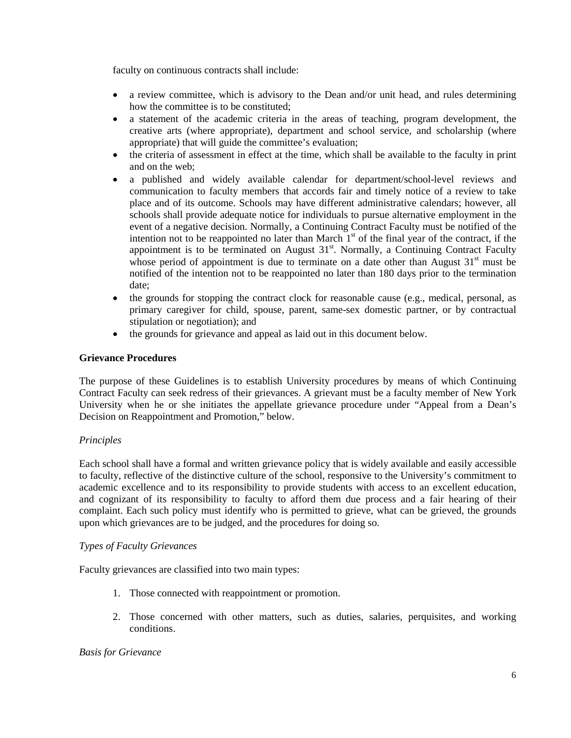faculty on continuous contracts shall include:

- a review committee, which is advisory to the Dean and/or unit head, and rules determining how the committee is to be constituted;
- a statement of the academic criteria in the areas of teaching, program development, the creative arts (where appropriate), department and school service, and scholarship (where appropriate) that will guide the committee's evaluation;
- the criteria of assessment in effect at the time, which shall be available to the faculty in print and on the web;
- a published and widely available calendar for department/school-level reviews and communication to faculty members that accords fair and timely notice of a review to take place and of its outcome. Schools may have different administrative calendars; however, all schools shall provide adequate notice for individuals to pursue alternative employment in the event of a negative decision. Normally, a Continuing Contract Faculty must be notified of the intention not to be reappointed no later than March 1st of the final year of the contract, if the appointment is to be terminated on August 31st. Normally, a Continuing Contract Faculty whose period of appointment is due to terminate on a date other than August 31st must be notified of the intention not to be reappointed no later than 180 days prior to the termination date;
- the grounds for stopping the contract clock for reasonable cause (e.g., medical, personal, as primary caregiver for child, spouse, parent, same-sex domestic partner, or by contractual stipulation or negotiation); and
- the grounds for grievance and appeal as laid out in this document below.

**Grievance Procedures**

The purpose of these Guidelines is to establish University procedures by means of which Continuing Contract Faculty can seek redress of their grievances. A grievant must be a faculty member of New York University when he or she initiates the appellate grievance procedure under "Appeal from a Dean's Decision on Reappointment and Promotion," below.

*Principles*

Each school shall have a formal and written grievance policy that is widely available and easily accessible to faculty, reflective of the distinctive culture of the school, responsive to the University's commitment to academic excellence and to its responsibility to provide students with access to an excellent education, and cognizant of its responsibility to faculty to afford them due process and a fair hearing of their complaint. Each such policy must identify who is permitted to grieve, what can be grieved, the grounds upon which grievances are to be judged, and the procedures for doing so.

*Types of Faculty Grievances*

Faculty grievances are classified into two main types:

1. Those connected with reappointment or promotion.

2. Those concerned with other matters, such as duties, salaries, perquisites, and working conditions.

*Basis for Grievance*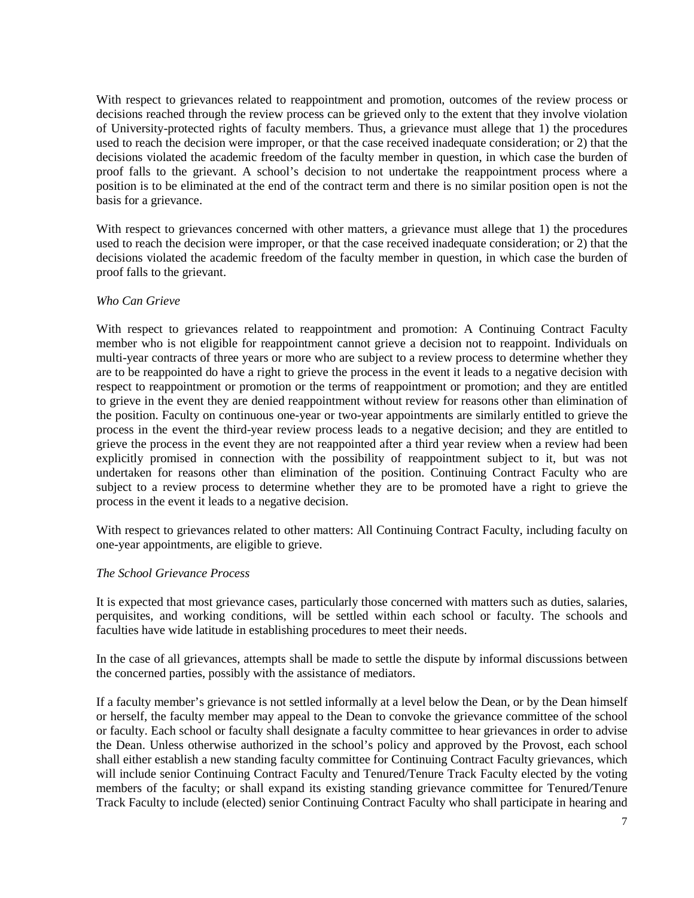With respect to grievances related to reappointment and promotion, outcomes of the review process or decisions reached through the review process can be grieved only to the extent that they involve violation of University-protected rights of faculty members. Thus, a grievance must allege that 1) the procedures used to reach the decision were improper, or that the case received inadequate consideration; or 2) that the decisions violated the academic freedom of the faculty member in question, in which case the burden of proof falls to the grievant. A school's decision to not undertake the reappointment process where a position is to be eliminated at the end of the contract term and there is no similar position open is not the basis for a grievance.

With respect to grievances concerned with other matters, a grievance must allege that 1) the procedures used to reach the decision were improper, or that the case received inadequate consideration; or 2) that the decisions violated the academic freedom of the faculty member in question, in which case the burden of proof falls to the grievant.

*Who Can Grieve*

With respect to grievances related to reappointment and promotion: A Continuing Contract Faculty member who is not eligible for reappointment cannot grieve a decision not to reappoint. Individuals on multi-year contracts of three years or more who are subject to a review process to determine whether they are to be reappointed do have a right to grieve the process in the event it leads to a negative decision with respect to reappointment or promotion or the terms of reappointment or promotion; and they are entitled to grieve in the event they are denied reappointment without review for reasons other than elimination of the position. Faculty on continuous one-year or two-year appointments are similarly entitled to grieve the process in the event the third-year review process leads to a negative decision; and they are entitled to grieve the process in the event they are not reappointed after a third year review when a review had been explicitly promised in connection with the possibility of reappointment subject to it, but was not undertaken for reasons other than elimination of the position. Continuing Contract Faculty who are subject to a review process to determine whether they are to be promoted have a right to grieve the process in the event it leads to a negative decision.

With respect to grievances related to other matters: All Continuing Contract Faculty, including faculty on one-year appointments, are eligible to grieve.

*The School Grievance Process*

It is expected that most grievance cases, particularly those concerned with matters such as duties, salaries, perquisites, and working conditions, will be settled within each school or faculty. The schools and faculties have wide latitude in establishing procedures to meet their needs.

In the case of all grievances, attempts shall be made to settle the dispute by informal discussions between the concerned parties, possibly with the assistance of mediators.

If a faculty member's grievance is not settled informally at a level below the Dean, or by the Dean himself or herself, the faculty member may appeal to the Dean to convoke the grievance committee of the school or faculty. Each school or faculty shall designate a faculty committee to hear grievances in order to advise the Dean. Unless otherwise authorized in the school's policy and approved by the Provost, each school shall either establish a new standing faculty committee for Continuing Contract Faculty grievances, which will include senior Continuing Contract Faculty and Tenured/Tenure Track Faculty elected by the voting members of the faculty; or shall expand its existing standing grievance committee for Tenured/Tenure Track Faculty to include (elected) senior Continuing Contract Faculty who shall participate in hearing and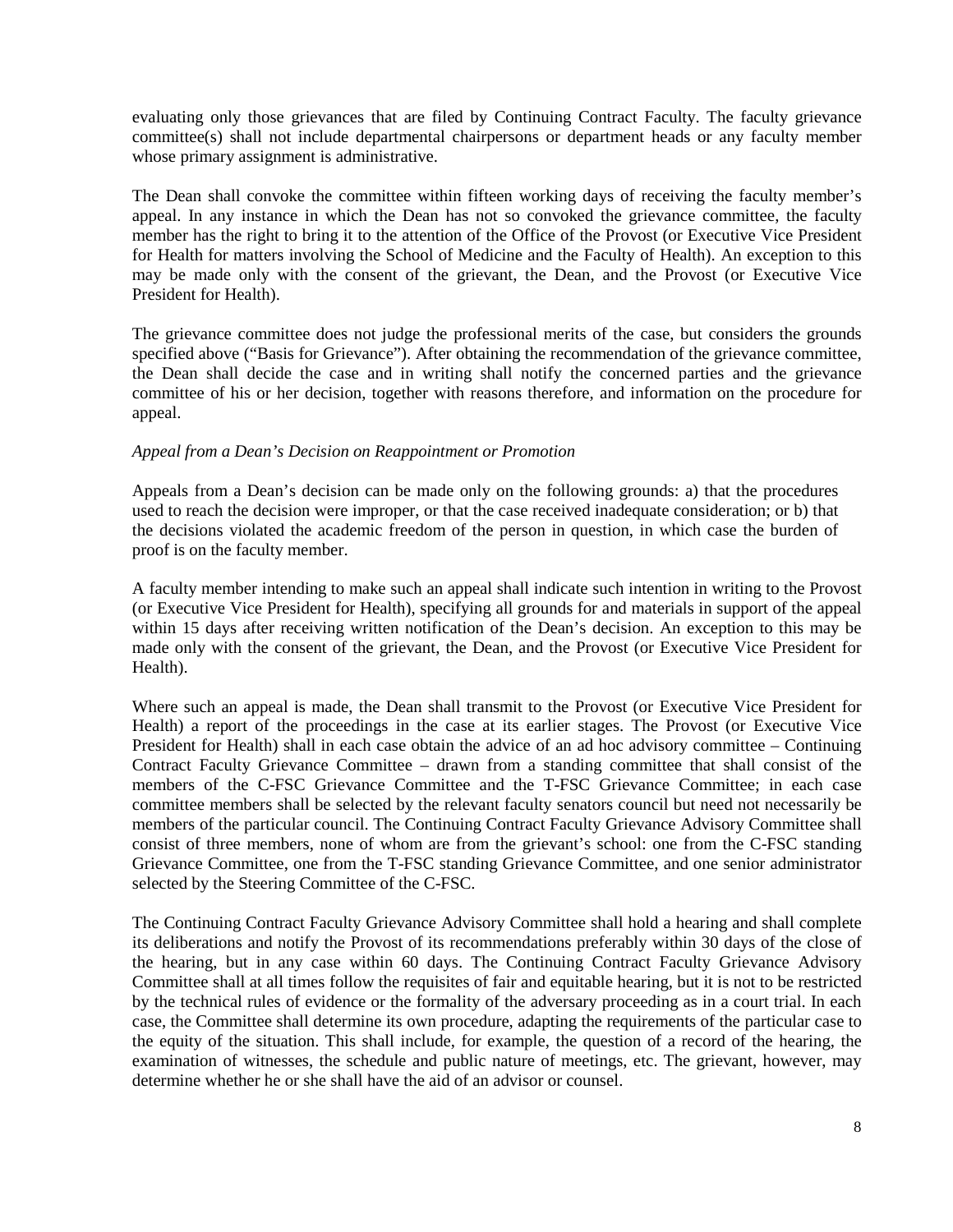evaluating only those grievances that are filed by Continuing Contract Faculty. The faculty grievance committee(s) shall not include departmental chairpersons or department heads or any faculty member whose primary assignment is administrative.

The Dean shall convoke the committee within fifteen working days of receiving the faculty member's appeal. In any instance in which the Dean has not so convoked the grievance committee, the faculty member has the right to bring it to the attention of the Office of the Provost (or Executive Vice President for Health for matters involving the School of Medicine and the Faculty of Health). An exception to this may be made only with the consent of the grievant, the Dean, and the Provost (or Executive Vice President for Health).

The grievance committee does not judge the professional merits of the case, but considers the grounds specified above ("Basis for Grievance"). After obtaining the recommendation of the grievance committee, the Dean shall decide the case and in writing shall notify the concerned parties and the grievance committee of his or her decision, together with reasons therefore, and information on the procedure for appeal.

*Appeal from a Dean's Decision on Reappointment or Promotion*

Appeals from a Dean's decision can be made only on the following grounds: a) that the procedures used to reach the decision were improper, or that the case received inadequate consideration; or b) that the decisions violated the academic freedom of the person in question, in which case the burden of proof is on the faculty member.

A faculty member intending to make such an appeal shall indicate such intention in writing to the Provost (or Executive Vice President for Health), specifying all grounds for and materials in support of the appeal within 15 days after receiving written notification of the Dean's decision. An exception to this may be made only with the consent of the grievant, the Dean, and the Provost (or Executive Vice President for Health).

Where such an appeal is made, the Dean shall transmit to the Provost (or Executive Vice President for Health) a report of the proceedings in the case at its earlier stages. The Provost (or Executive Vice President for Health) shall in each case obtain the advice of an ad hoc advisory committee – Continuing Contract Faculty Grievance Committee – drawn from a standing committee that shall consist of the members of the C-FSC Grievance Committee and the T-FSC Grievance Committee; in each case committee members shall be selected by the relevant faculty senators council but need not necessarily be members of the particular council. The Continuing Contract Faculty Grievance Advisory Committee shall consist of three members, none of whom are from the grievant's school: one from the C-FSC standing Grievance Committee, one from the T-FSC standing Grievance Committee, and one senior administrator selected by the Steering Committee of the C-FSC.

The Continuing Contract Faculty Grievance Advisory Committee shall hold a hearing and shall complete its deliberations and notify the Provost of its recommendations preferably within 30 days of the close of the hearing, but in any case within 60 days. The Continuing Contract Faculty Grievance Advisory Committee shall at all times follow the requisites of fair and equitable hearing, but it is not to be restricted by the technical rules of evidence or the formality of the adversary proceeding as in a court trial. In each case, the Committee shall determine its own procedure, adapting the requirements of the particular case to the equity of the situation. This shall include, for example, the question of a record of the hearing, the examination of witnesses, the schedule and public nature of meetings, etc. The grievant, however, may determine whether he or she shall have the aid of an advisor or counsel.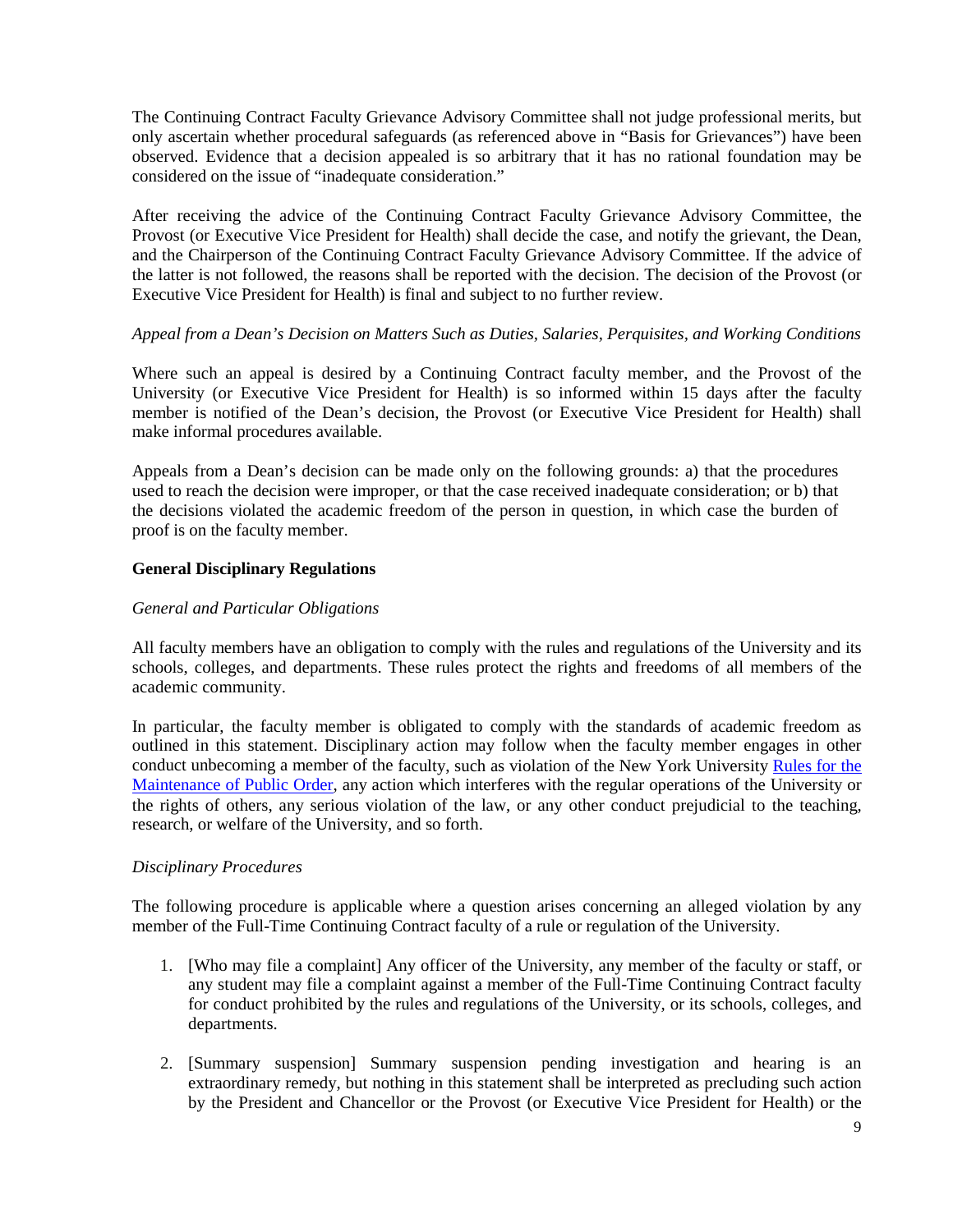The Continuing Contract Faculty Grievance Advisory Committee shall not judge professional merits, but only ascertain whether procedural safeguards (as referenced above in "Basis for Grievances") have been observed. Evidence that a decision appealed is so arbitrary that it has no rational foundation may be considered on the issue of "inadequate consideration."

After receiving the advice of the Continuing Contract Faculty Grievance Advisory Committee, the Provost (or Executive Vice President for Health) shall decide the case, and notify the grievant, the Dean, and the Chairperson of the Continuing Contract Faculty Grievance Advisory Committee. If the advice of the latter is not followed, the reasons shall be reported with the decision. The decision of the Provost (or Executive Vice President for Health) is final and subject to no further review.

*Appeal from a Dean's Decision on Matters Such as Duties, Salaries, Perquisites, and Working Conditions*

Where such an appeal is desired by a Continuing Contract faculty member, and the Provost of the University (or Executive Vice President for Health) is so informed within 15 days after the faculty member is notified of the Dean's decision, the Provost (or Executive Vice President for Health) shall make informal procedures available.

Appeals from a Dean's decision can be made only on the following grounds: a) that the procedures used to reach the decision were improper, or that the case received inadequate consideration; or b) that the decisions violated the academic freedom of the person in question, in which case the burden of proof is on the faculty member.

**General Disciplinary Regulations**

*General and Particular Obligations*

All faculty members have an obligation to comply with the rules and regulations of the University and its schools, colleges, and departments. These rules protect the rights and freedoms of all members of the academic community.

In particular, the faculty member is obligated to comply with the standards of academic freedom as outlined in this statement. Disciplinary action may follow when the faculty member engages in other conduct unbecoming a member of the faculty, such as violation of the New York University Rules for the Maintenance of Public Order, any action which interferes with the regular operations of the University or the rights of others, any serious violation of the law, or any other conduct prejudicial to the teaching, research, or welfare of the University, and so forth.

*Disciplinary Procedures*

The following procedure is applicable where a question arises concerning an alleged violation by any member of the Full-Time Continuing Contract faculty of a rule or regulation of the University.

1. [Who may file a complaint] Any officer of the University, any member of the faculty or staff, or any student may file a complaint against a member of the Full-Time Continuing Contract faculty for conduct prohibited by the rules and regulations of the University, or its schools, colleges, and departments.

2. [Summary suspension] Summary suspension pending investigation and hearing is an extraordinary remedy, but nothing in this statement shall be interpreted as precluding such action by the President and Chancellor or the Provost (or Executive Vice President for Health) or the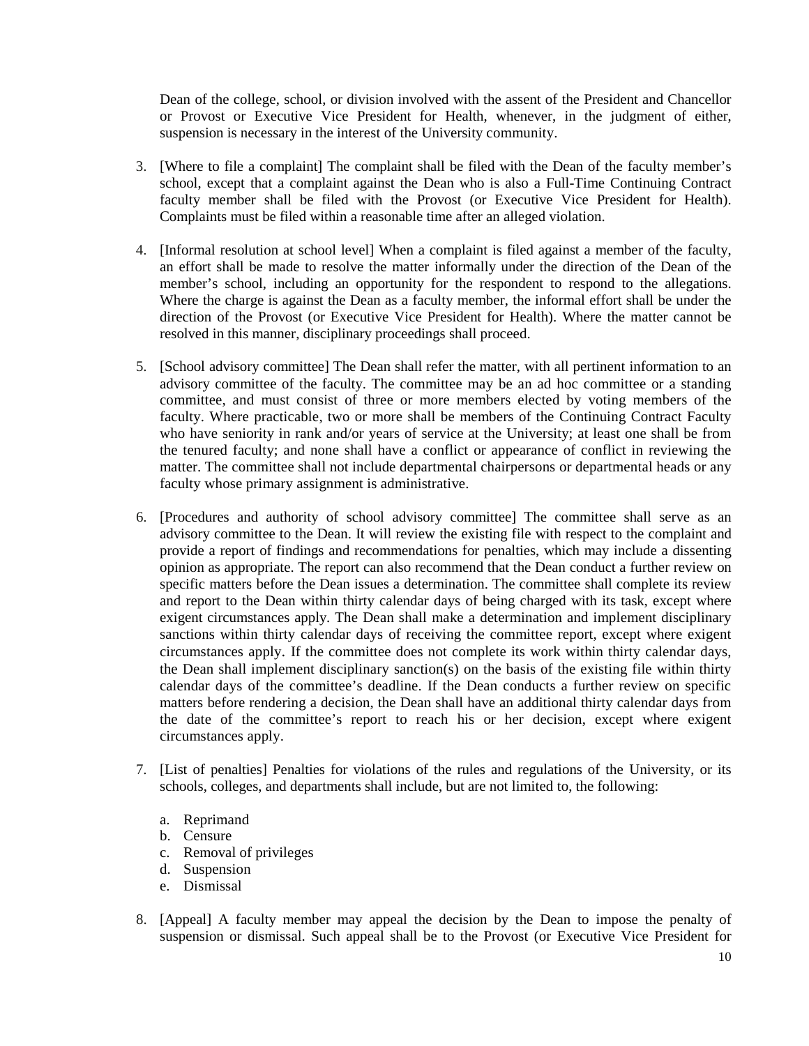Dean of the college, school, or division involved with the assent of the President and Chancellor or Provost or Executive Vice President for Health, whenever, in the judgment of either, suspension is necessary in the interest of the University community.

3. [Where to file a complaint] The complaint shall be filed with the Dean of the faculty member's school, except that a complaint against the Dean who is also a Full-Time Continuing Contract faculty member shall be filed with the Provost (or Executive Vice President for Health). Complaints must be filed within a reasonable time after an alleged violation.

4. [Informal resolution at school level] When a complaint is filed against a member of the faculty, an effort shall be made to resolve the matter informally under the direction of the Dean of the member's school, including an opportunity for the respondent to respond to the allegations. Where the charge is against the Dean as a faculty member, the informal effort shall be under the direction of the Provost (or Executive Vice President for Health). Where the matter cannot be resolved in this manner, disciplinary proceedings shall proceed.

5. [School advisory committee] The Dean shall refer the matter, with all pertinent information to an advisory committee of the faculty. The committee may be an ad hoc committee or a standing committee, and must consist of three or more members elected by voting members of the faculty. Where practicable, two or more shall be members of the Continuing Contract Faculty who have seniority in rank and/or years of service at the University; at least one shall be from the tenured faculty; and none shall have a conflict or appearance of conflict in reviewing the matter. The committee shall not include departmental chairpersons or departmental heads or any faculty whose primary assignment is administrative.

6. [Procedures and authority of school advisory committee] The committee shall serve as an advisory committee to the Dean. It will review the existing file with respect to the complaint and provide a report of findings and recommendations for penalties, which may include a dissenting opinion as appropriate. The report can also recommend that the Dean conduct a further review on specific matters before the Dean issues a determination. The committee shall complete its review and report to the Dean within thirty calendar days of being charged with its task, except where exigent circumstances apply. The Dean shall make a determination and implement disciplinary sanctions within thirty calendar days of receiving the committee report, except where exigent circumstances apply. If the committee does not complete its work within thirty calendar days, the Dean shall implement disciplinary sanction(s) on the basis of the existing file within thirty calendar days of the committee's deadline. If the Dean conducts a further review on specific matters before rendering a decision, the Dean shall have an additional thirty calendar days from the date of the committee's report to reach his or her decision, except where exigent circumstances apply.

7. [List of penalties] Penalties for violations of the rules and regulations of the University, or its schools, colleges, and departments shall include, but are not limited to, the following:

   a. Reprimand
   b. Censure
   c. Removal of privileges
   d. Suspension
   e. Dismissal

8. [Appeal] A faculty member may appeal the decision by the Dean to impose the penalty of suspension or dismissal. Such appeal shall be to the Provost (or Executive Vice President for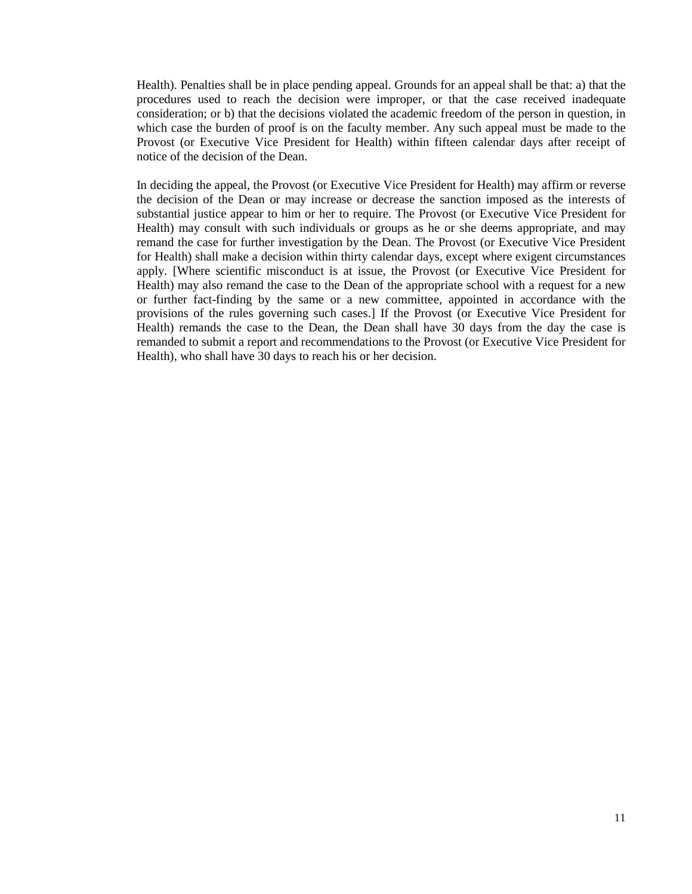Health). Penalties shall be in place pending appeal. Grounds for an appeal shall be that: a) that the procedures used to reach the decision were improper, or that the case received inadequate consideration; or b) that the decisions violated the academic freedom of the person in question, in which case the burden of proof is on the faculty member. Any such appeal must be made to the Provost (or Executive Vice President for Health) within fifteen calendar days after receipt of notice of the decision of the Dean.

In deciding the appeal, the Provost (or Executive Vice President for Health) may affirm or reverse the decision of the Dean or may increase or decrease the sanction imposed as the interests of substantial justice appear to him or her to require. The Provost (or Executive Vice President for Health) may consult with such individuals or groups as he or she deems appropriate, and may remand the case for further investigation by the Dean. The Provost (or Executive Vice President for Health) shall make a decision within thirty calendar days, except where exigent circumstances apply. [Where scientific misconduct is at issue, the Provost (or Executive Vice President for Health) may also remand the case to the Dean of the appropriate school with a request for a new or further fact-finding by the same or a new committee, appointed in accordance with the provisions of the rules governing such cases.] If the Provost (or Executive Vice President for Health) remands the case to the Dean, the Dean shall have 30 days from the day the case is remanded to submit a report and recommendations to the Provost (or Executive Vice President for Health), who shall have 30 days to reach his or her decision.